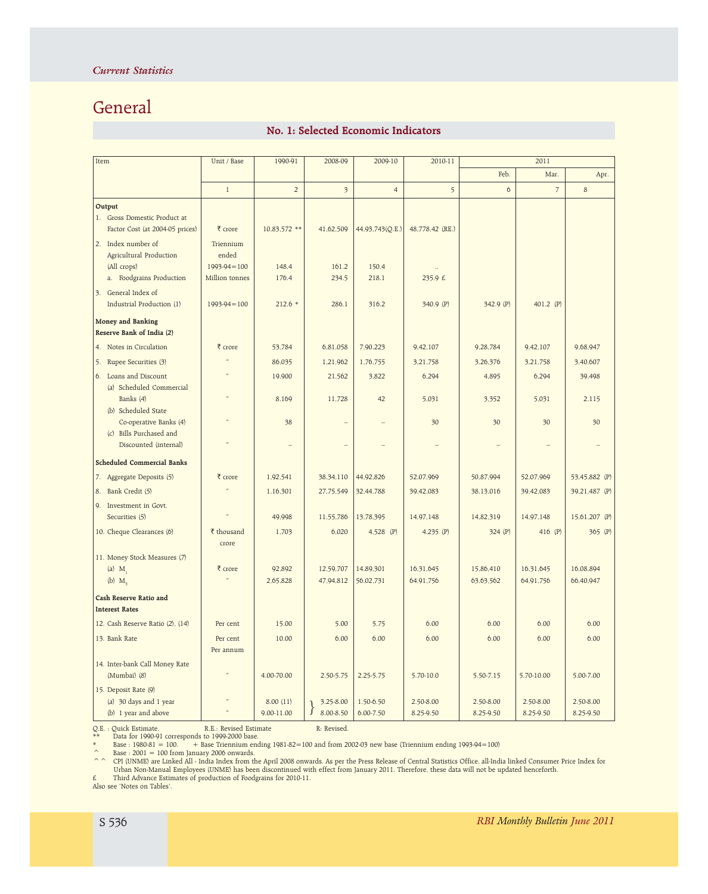## General

### No. 1: Selected Economic Indicators

| Item | Unit / Base | 1990-91 | 2008-09 | 2009-10 | 2010-11 | 2011 | | |
|---|---|---|---|---|---|---|---|---|
| | | | | | | Feb. | Mar. | Apr. |
| | 1 | 2 | 3 | 4 | 5 | 6 | 7 | 8 |
| **Output** | | | | | | | | |
| 1. Gross Domestic Product at Factor Cost (at 2004-05 prices) | ₹ crore | 10,83,572 ** | 41,62,509 | 44,93,743(Q.E.) | 48,778.42 (RE.) | | | |
| 2. Index number of Agricultural Production (All crops) | Triennium ended 1993-94=100 | 148.4 | 161.2 | 150.4 | .. | | | |
| a. Foodgrains Production | Million tonnes | 176.4 | 234.5 | 218.1 | 235.9 £ | | | |
| 3. General Index of Industrial Production (1) | 1993-94=100 | 212.6 * | 286.1 | 316.2 | 340.9 (P) | 342.9 (P) | 401.2 (P) | |
| **Money and Banking** | | | | | | | | |
| **Reserve Bank of India (2)** | | | | | | | | |
| 4. Notes in Circulation | ₹ crore | 53,784 | 6,81,058 | 7,90,223 | 9,42,107 | 9,28,784 | 9,42,107 | 9,68,947 |
| 5. Rupee Securities (3) | " | 86,035 | 1,21,962 | 1,76,755 | 3,21,758 | 3,26,376 | 3,21,758 | 3,40,607 |
| 6. Loans and Discount | " | 19,900 | 21,562 | 3,822 | 6,294 | 4,895 | 6,294 | 39,498 |
| (a) Scheduled Commercial Banks (4) | " | 8,169 | 11,728 | 42 | 5,031 | 3,352 | 5,031 | 2,115 |
| (b) Scheduled State Co-operative Banks (4) | " | 38 | – | – | 30 | 30 | 30 | 30 |
| (c) Bills Purchased and Discounted (internal) | " | – | – | – | – | – | – | – |
| **Scheduled Commercial Banks** | | | | | | | | |
| 7. Aggregate Deposits (5) | ₹ crore | 1,92,541 | 38,34,110 | 44,92,826 | 52,07,969 | 50,87,994 | 52,07,969 | 53,45,882 (P) |
| 8. Bank Credit (5) | " | 1,16,301 | 27,75,549 | 32,44,788 | 39,42,083 | 38,13,016 | 39,42,083 | 39,21,487 (P) |
| 9. Investment in Govt. Securities (5) | " | 49,998 | 11,55,786 | 13,78,395 | 14,97,148 | 14,82,319 | 14,97,148 | 15,61,207 (P) |
| 10. Cheque Clearances (6) | ₹ thousand crore | 1,703 | 6,020 | 4,528 (P) | 4,235 (P) | 324 (P) | 416 (P) | 365 (P) |
| 11. Money Stock Measures (7) | | | | | | | | |
| (a) $M_1$ | ₹ crore | 92,892 | 12,59,707 | 14,89,301 | 16,31,645 | 15,86,410 | 16,31,645 | 16,08,894 |
| (b) $M_3$ | " | 2,65,828 | 47,94,812 | 56,02,731 | 64,91,756 | 63,63,562 | 64,91,756 | 66,40,947 |
| **Cash Reserve Ratio and Interest Rates** | | | | | | | | |
| 12. Cash Reserve Ratio (2), (14) | Per cent | 15.00 | 5.00 | 5.75 | 6.00 | 6.00 | 6.00 | 6.00 |
| 13. Bank Rate | Per cent Per annum | 10.00 | 6.00 | 6.00 | 6.00 | 6.00 | 6.00 | 6.00 |
| 14. Inter-bank Call Money Rate (Mumbai) (8) | " | 4.00-70.00 | 2.50-5.75 | 2.25-5.75 | 5.70-10.0 | 5.50-7.15 | 5.70-10.00 | 5.00-7.00 |
| 15. Deposit Rate (9) | | | | | | | | |
| (a) 30 days and 1 year | " | 8.00 (11) | } 3.25-8.00 | 1.50-6.50 | 2.50-8.00 | 2.50-8.00 | 2.50-8.00 | 2.50-8.00 |
| (b) 1 year and above | " | 9.00-11.00 | } 8.00-8.50 | 6.00-7.50 | 8.25-9.50 | 8.25-9.50 | 8.25-9.50 | 8.25-9.50 |

Q.E. : Quick Estimate. R.E.: Revised Estimate R: Revised.

** Data for 1990-91 corresponds to 1999-2000 base.

* Base : 1980-81 = 100. + Base Triennium ending 1981-82=100 and from 2002-03 new base (Triennium ending 1993-94=100)

^ Base : 2001 = 100 from January 2006 onwards.

^ ^ CPI (UNME) are Linked All - India Index from the April 2008 onwards. As per the Press Release of Central Statistics Office, all-India linked Consumer Price Index for Urban Non-Manual Employees (UNME) has been discontinued with effect from January 2011. Therefore, these data will not be updated henceforth.

£ Third Advance Estimates of production of Foodgrains for 2010-11.

Also see 'Notes on Tables'.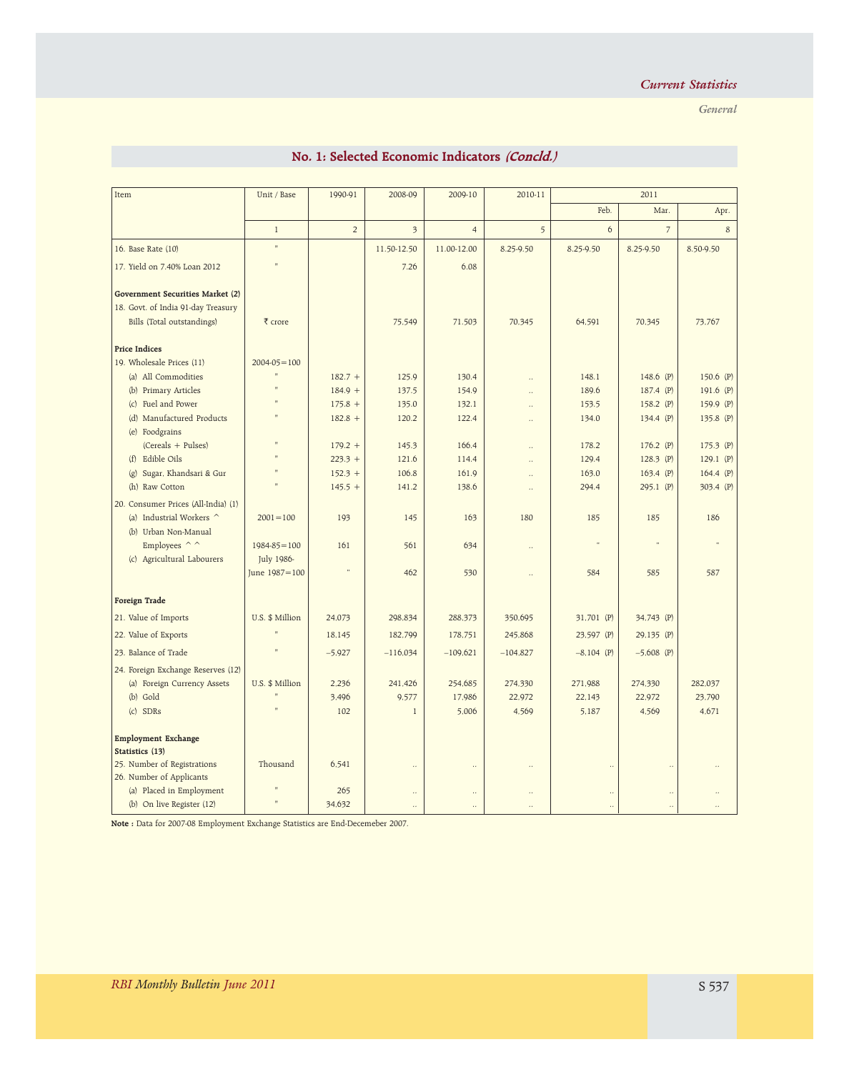## No. 1: Selected Economic Indicators *(Concld.)*

| Item | Unit / Base | 1990-91 | 2008-09 | 2009-10 | 2010-11 | 2011 | | |
|---|---|---|---|---|---|---|---|---|
| | | | | | | Feb. | Mar. | Apr. |
| | 1 | 2 | 3 | 4 | 5 | 6 | 7 | 8 |
| 16. Base Rate (10) | " | | 11.50-12.50 | 11.00-12.00 | 8.25-9.50 | 8.25-9.50 | 8.25-9.50 | 8.50-9.50 |
| 17. Yield on 7.40% Loan 2012 | " | | 7.26 | 6.08 | | | | |
| **Government Securities Market (2)** | | | | | | | | |
| 18. Govt. of India 91-day Treasury Bills (Total outstandings) | ₹ crore | | 75,549 | 71,503 | 70,345 | 64,591 | 70,345 | 73,767 |
| **Price Indices** | | | | | | | | |
| 19. Wholesale Prices (11) | 2004-05=100 | | | | | | | |
| (a) All Commodities | " | 182.7 + | 125.9 | 130.4 | .. | 148.1 | 148.6 (P) | 150.6 (P) |
| (b) Primary Articles | " | 184.9 + | 137.5 | 154.9 | .. | 189.6 | 187.4 (P) | 191.6 (P) |
| (c) Fuel and Power | " | 175.8 + | 135.0 | 132.1 | .. | 153.5 | 158.2 (P) | 159.9 (P) |
| (d) Manufactured Products | " | 182.8 + | 120.2 | 122.4 | .. | 134.0 | 134.4 (P) | 135.8 (P) |
| (e) Foodgrains (Cereals + Pulses) | " | 179.2 + | 145.3 | 166.4 | .. | 178.2 | 176.2 (P) | 175.3 (P) |
| (f) Edible Oils | " | 223.3 + | 121.6 | 114.4 | .. | 129.4 | 128.3 (P) | 129.1 (P) |
| (g) Sugar, Khandsari & Gur | " | 152.3 + | 106.8 | 161.9 | .. | 163.0 | 163.4 (P) | 164.4 (P) |
| (h) Raw Cotton | " | 145.5 + | 141.2 | 138.6 | .. | 294.4 | 295.1 (P) | 303.4 (P) |
| 20. Consumer Prices (All-India) (1) | | | | | | | | |
| (a) Industrial Workers ^ | 2001=100 | 193 | 145 | 163 | 180 | 185 | 185 | 186 |
| (b) Urban Non-Manual Employees ^ ^ | 1984-85=100 | 161 | 561 | 634 | .. | " | " | " |
| (c) Agricultural Labourers | July 1986-June 1987=100 | " | 462 | 530 | .. | 584 | 585 | 587 |
| **Foreign Trade** | | | | | | | | |
| 21. Value of Imports | U.S. $ Million | 24,073 | 298,834 | 288,373 | 350,695 | 31,701 (P) | 34,743 (P) | |
| 22. Value of Exports | " | 18,145 | 182,799 | 178,751 | 245,868 | 23,597 (P) | 29,135 (P) | |
| 23. Balance of Trade | " | –5,927 | –116,034 | –109,621 | –104,827 | –8,104 (P) | –5,608 (P) | |
| 24. Foreign Exchange Reserves (12) | | | | | | | | |
| (a) Foreign Currency Assets | U.S. $ Million | 2,236 | 241,426 | 254,685 | 274,330 | 271,988 | 274,330 | 282,037 |
| (b) Gold | " | 3,496 | 9,577 | 17,986 | 22,972 | 22,143 | 22,972 | 23,790 |
| (c) SDRs | " | 102 | 1 | 5,006 | 4,569 | 5,187 | 4,569 | 4,671 |
| **Employment Exchange Statistics (13)** | | | | | | | | |
| 25. Number of Registrations | Thousand | 6,541 | .. | .. | .. | .. | .. | .. |
| 26. Number of Applicants | | | | | | | | |
| (a) Placed in Employment | " | 265 | .. | .. | .. | .. | .. | .. |
| (b) On live Register (12) | " | 34,632 | .. | .. | .. | .. | .. | .. |

**Note :** Data for 2007-08 Employment Exchange Statistics are End-Decemeber 2007.